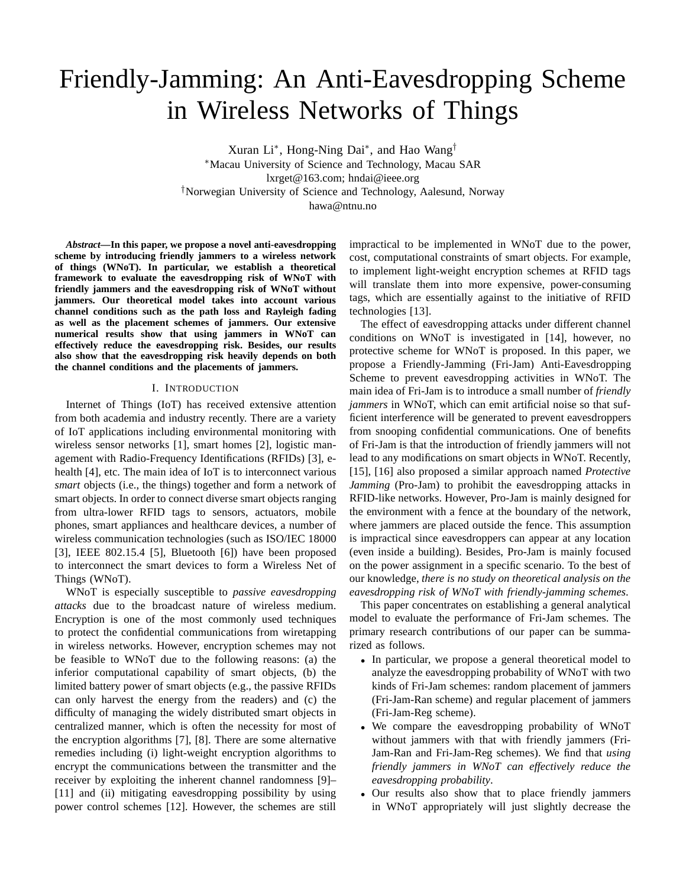# Friendly-Jamming: An Anti-Eavesdropping Scheme in Wireless Networks of Things

Xuran Li*, Hong-Ning Dai*, and Hao Wang†

*Macau University of Science and Technology, Macau SAR

lxrget@163.com; hndai@ieee.org

†Norwegian University of Science and Technology, Aalesund, Norway

hawa@ntnu.no

***Abstract*—In this paper, we propose a novel anti-eavesdropping scheme by introducing friendly jammers to a wireless network of things (WNoT). In particular, we establish a theoretical framework to evaluate the eavesdropping risk of WNoT with friendly jammers and the eavesdropping risk of WNoT without jammers. Our theoretical model takes into account various channel conditions such as the path loss and Rayleigh fading as well as the placement schemes of jammers. Our extensive numerical results show that using jammers in WNoT can effectively reduce the eavesdropping risk. Besides, our results also show that the eavesdropping risk heavily depends on both the channel conditions and the placements of jammers.**

## I. Introduction

Internet of Things (IoT) has received extensive attention from both academia and industry recently. There are a variety of IoT applications including environmental monitoring with wireless sensor networks [1], smart homes [2], logistic management with Radio-Frequency Identifications (RFIDs) [3], e-health [4], etc. The main idea of IoT is to interconnect various *smart* objects (i.e., the things) together and form a network of smart objects. In order to connect diverse smart objects ranging from ultra-lower RFID tags to sensors, actuators, mobile phones, smart appliances and healthcare devices, a number of wireless communication technologies (such as ISO/IEC 18000 [3], IEEE 802.15.4 [5], Bluetooth [6]) have been proposed to interconnect the smart devices to form a Wireless Net of Things (WNoT).

WNoT is especially susceptible to *passive eavesdropping attacks* due to the broadcast nature of wireless medium. Encryption is one of the most commonly used techniques to protect the confidential communications from wiretapping in wireless networks. However, encryption schemes may not be feasible to WNoT due to the following reasons: (a) the inferior computational capability of smart objects, (b) the limited battery power of smart objects (e.g., the passive RFIDs can only harvest the energy from the readers) and (c) the difficulty of managing the widely distributed smart objects in centralized manner, which is often the necessity for most of the encryption algorithms [7], [8]. There are some alternative remedies including (i) light-weight encryption algorithms to encrypt the communications between the transmitter and the receiver by exploiting the inherent channel randomness [9]–[11] and (ii) mitigating eavesdropping possibility by using power control schemes [12]. However, the schemes are still impractical to be implemented in WNoT due to the power, cost, computational constraints of smart objects. For example, to implement light-weight encryption schemes at RFID tags will translate them into more expensive, power-consuming tags, which are essentially against to the initiative of RFID technologies [13].

The effect of eavesdropping attacks under different channel conditions on WNoT is investigated in [14], however, no protective scheme for WNoT is proposed. In this paper, we propose a Friendly-Jamming (Fri-Jam) Anti-Eavesdropping Scheme to prevent eavesdropping activities in WNoT. The main idea of Fri-Jam is to introduce a small number of *friendly jammers* in WNoT, which can emit artificial noise so that sufficient interference will be generated to prevent eavesdroppers from snooping confidential communications. One of benefits of Fri-Jam is that the introduction of friendly jammers will not lead to any modifications on smart objects in WNoT. Recently, [15], [16] also proposed a similar approach named *Protective Jamming* (Pro-Jam) to prohibit the eavesdropping attacks in RFID-like networks. However, Pro-Jam is mainly designed for the environment with a fence at the boundary of the network, where jammers are placed outside the fence. This assumption is impractical since eavesdroppers can appear at any location (even inside a building). Besides, Pro-Jam is mainly focused on the power assignment in a specific scenario. To the best of our knowledge, *there is no study on theoretical analysis on the eavesdropping risk of WNoT with friendly-jamming schemes*.

This paper concentrates on establishing a general analytical model to evaluate the performance of Fri-Jam schemes. The primary research contributions of our paper can be summarized as follows.

- In particular, we propose a general theoretical model to analyze the eavesdropping probability of WNoT with two kinds of Fri-Jam schemes: random placement of jammers (Fri-Jam-Ran scheme) and regular placement of jammers (Fri-Jam-Reg scheme).
- We compare the eavesdropping probability of WNoT without jammers with that with friendly jammers (Fri-Jam-Ran and Fri-Jam-Reg schemes). We find that *using friendly jammers in WNoT can effectively reduce the eavesdropping probability*.
- Our results also show that to place friendly jammers in WNoT appropriately will just slightly decrease the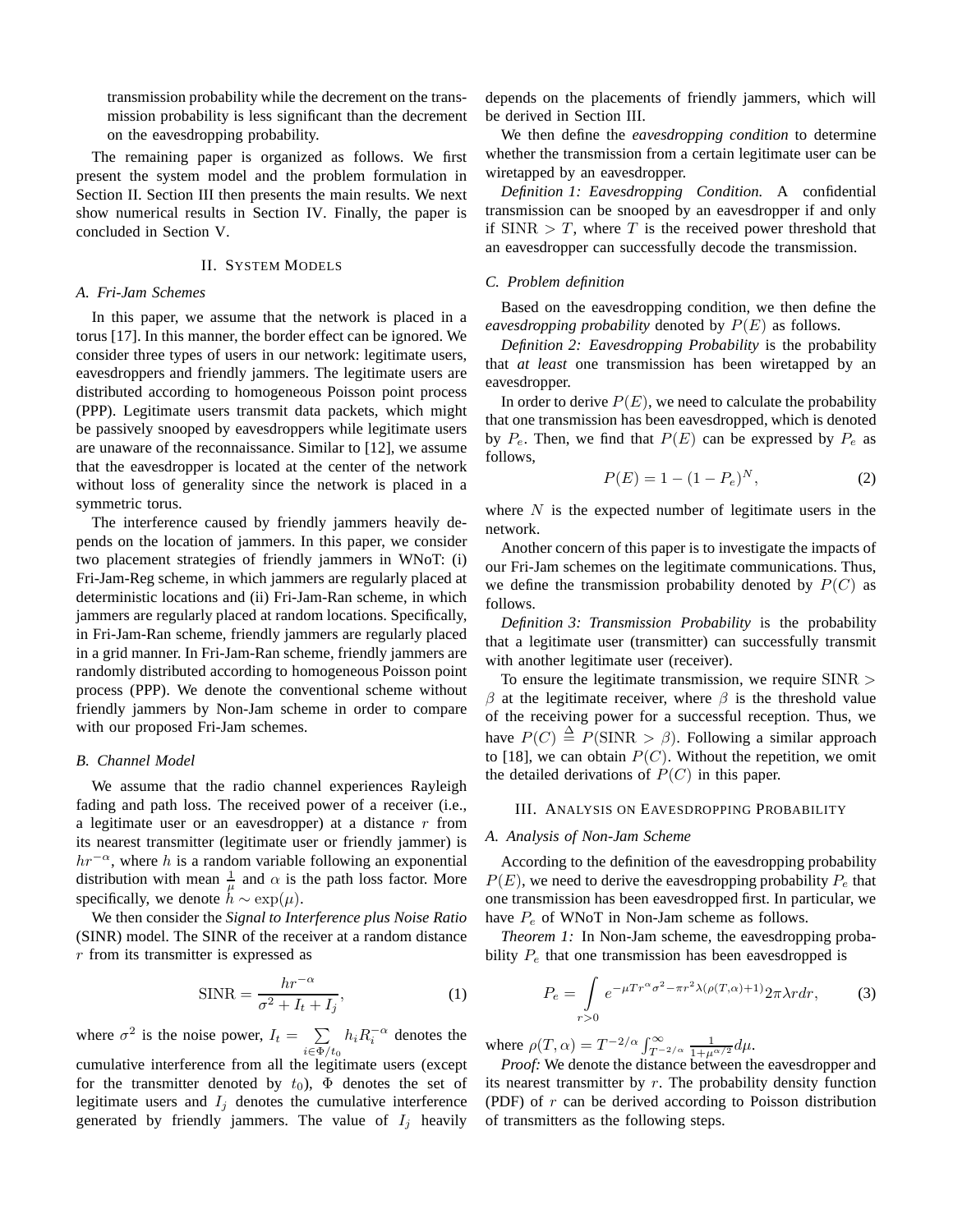transmission probability while the decrement on the transmission probability is less significant than the decrement on the eavesdropping probability.

The remaining paper is organized as follows. We first present the system model and the problem formulation in Section II. Section III then presents the main results. We next show numerical results in Section IV. Finally, the paper is concluded in Section V.

## II. System Models

### A. Fri-Jam Schemes

In this paper, we assume that the network is placed in a torus [17]. In this manner, the border effect can be ignored. We consider three types of users in our network: legitimate users, eavesdroppers and friendly jammers. The legitimate users are distributed according to homogeneous Poisson point process (PPP). Legitimate users transmit data packets, which might be passively snooped by eavesdroppers while legitimate users are unaware of the reconnaissance. Similar to [12], we assume that the eavesdropper is located at the center of the network without loss of generality since the network is placed in a symmetric torus.

The interference caused by friendly jammers heavily depends on the location of jammers. In this paper, we consider two placement strategies of friendly jammers in WNoT: (i) Fri-Jam-Reg scheme, in which jammers are regularly placed at deterministic locations and (ii) Fri-Jam-Ran scheme, in which jammers are regularly placed at random locations. Specifically, in Fri-Jam-Ran scheme, friendly jammers are regularly placed in a grid manner. In Fri-Jam-Ran scheme, friendly jammers are randomly distributed according to homogeneous Poisson point process (PPP). We denote the conventional scheme without friendly jammers by Non-Jam scheme in order to compare with our proposed Fri-Jam schemes.

### B. Channel Model

We assume that the radio channel experiences Rayleigh fading and path loss. The received power of a receiver (i.e., a legitimate user or an eavesdropper) at a distance $r$ from its nearest transmitter (legitimate user or friendly jammer) is $hr^{-\alpha}$, where $h$ is a random variable following an exponential distribution with mean $\frac{1}{\mu}$ and $\alpha$ is the path loss factor. More specifically, we denote $h \sim \exp(\mu)$.

We then consider the *Signal to Interference plus Noise Ratio* (SINR) model. The SINR of the receiver at a random distance $r$ from its transmitter is expressed as

$$\text{SINR} = \frac{hr^{-\alpha}}{\sigma^2 + I_t + I_j}, \tag{1}$$

where $\sigma^2$ is the noise power, $I_t = \sum_{i \in \Phi / t_0} h_i R_i^{-\alpha}$ denotes the cumulative interference from all the legitimate users (except for the transmitter denoted by $t_0$), $\Phi$ denotes the set of legitimate users and $I_j$ denotes the cumulative interference generated by friendly jammers. The value of $I_j$ heavily depends on the placements of friendly jammers, which will be derived in Section III.

We then define the *eavesdropping condition* to determine whether the transmission from a certain legitimate user can be wiretapped by an eavesdropper.

*Definition 1: Eavesdropping Condition.* A confidential transmission can be snooped by an eavesdropper if and only if $\text{SINR} > T$, where $T$ is the received power threshold that an eavesdropper can successfully decode the transmission.

### C. Problem definition

Based on the eavesdropping condition, we then define the *eavesdropping probability* denoted by $P(E)$ as follows.

*Definition 2: Eavesdropping Probability* is the probability that *at least* one transmission has been wiretapped by an eavesdropper.

In order to derive $P(E)$, we need to calculate the probability that one transmission has been eavesdropped, which is denoted by $P_e$. Then, we find that $P(E)$ can be expressed by $P_e$ as follows,

$$P(E) = 1 - (1 - P_e)^N, \tag{2}$$

where $N$ is the expected number of legitimate users in the network.

Another concern of this paper is to investigate the impacts of our Fri-Jam schemes on the legitimate communications. Thus, we define the transmission probability denoted by $P(C)$ as follows.

*Definition 3: Transmission Probability* is the probability that a legitimate user (transmitter) can successfully transmit with another legitimate user (receiver).

To ensure the legitimate transmission, we require $\text{SINR} > \beta$ at the legitimate receiver, where $\beta$ is the threshold value of the receiving power for a successful reception. Thus, we have $P(C) \stackrel{\Delta}{=} P(\text{SINR} > \beta)$. Following a similar approach to [18], we can obtain $P(C)$. Without the repetition, we omit the detailed derivations of $P(C)$ in this paper.

## III. Analysis on Eavesdropping Probability

### A. Analysis of Non-Jam Scheme

According to the definition of the eavesdropping probability $P(E)$, we need to derive the eavesdropping probability $P_e$ that one transmission has been eavesdropped first. In particular, we have $P_e$ of WNoT in Non-Jam scheme as follows.

*Theorem 1:* In Non-Jam scheme, the eavesdropping probability $P_e$ that one transmission has been eavesdropped is

$$P_e = \int\limits_{r>0} e^{-\mu T r^{\alpha} \sigma^2 - \pi r^2 \lambda(\rho(T,\alpha)+1)} 2\pi\lambda r dr, \tag{3}$$

where $\rho(T, \alpha) = T^{-2/\alpha} \int_{T^{-2/\alpha}}^{\infty} \frac{1}{1+\mu^{\alpha/2}} d\mu$.

*Proof:* We denote the distance between the eavesdropper and its nearest transmitter by $r$. The probability density function (PDF) of $r$ can be derived according to Poisson distribution of transmitters as the following steps.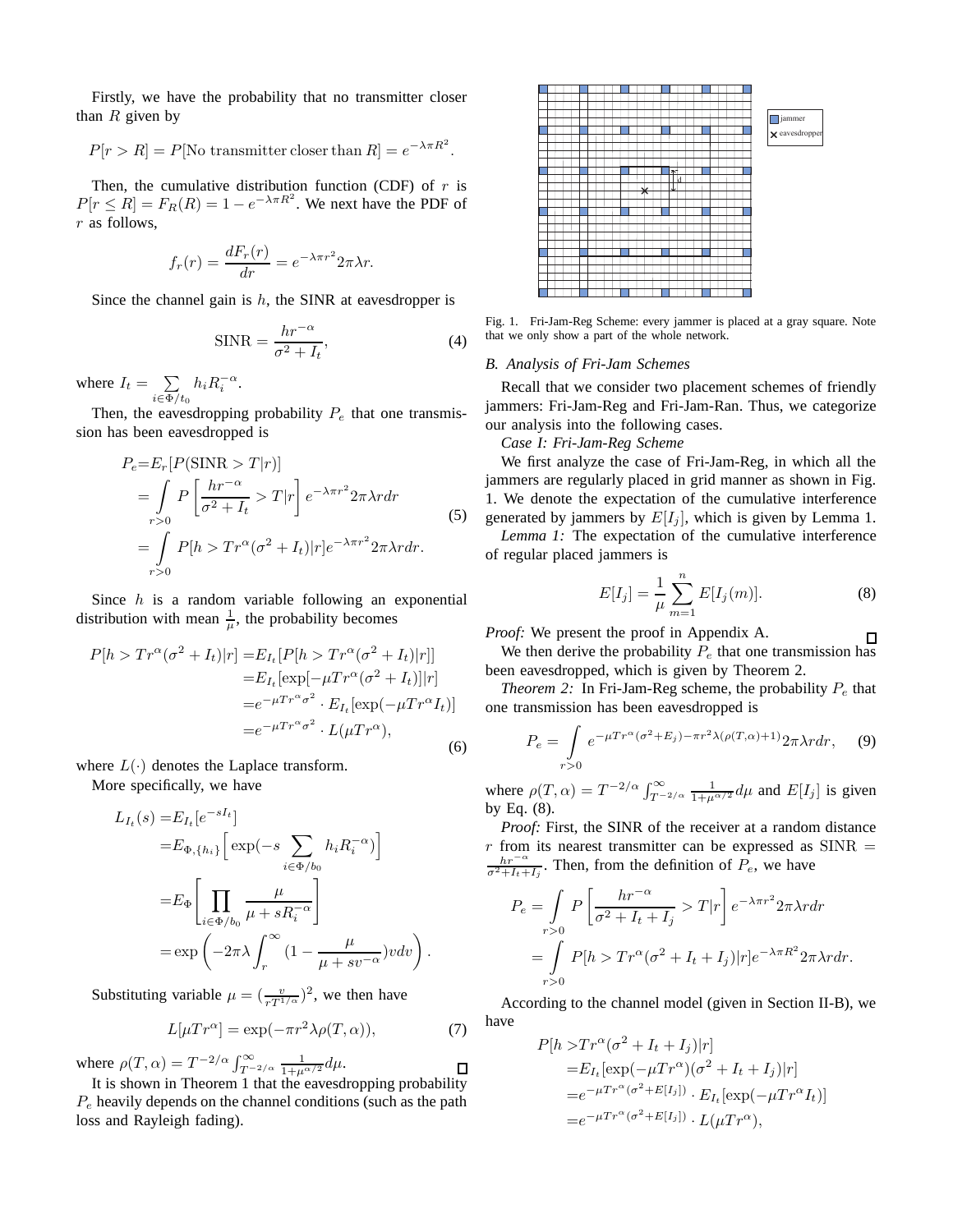Firstly, we have the probability that no transmitter closer than $R$ given by

$$P[r > R] = P[\text{No transmitter closer than } R] = e^{-\lambda\pi R^2}.$$

Then, the cumulative distribution function (CDF) of $r$ is $P[r \leq R] = F_R(R) = 1 - e^{-\lambda\pi R^2}$. We next have the PDF of $r$ as follows,

$$f_r(r) = \frac{dF_r(r)}{dr} = e^{-\lambda\pi r^2} 2\pi\lambda r.$$

Since the channel gain is $h$, the SINR at eavesdropper is

$$\text{SINR} = \frac{hr^{-\alpha}}{\sigma^2 + I_t}, \tag{4}$$

where $I_t = \sum_{i \in \Phi/t_0} h_i R_i^{-\alpha}$.

Then, the eavesdropping probability $P_e$ that one transmission has been eavesdropped is

$$\begin{aligned} P_e =& E_r[P(\text{SINR} > T|r)] \\ =& \int_{r>0} P\left[\frac{hr^{-\alpha}}{\sigma^2 + I_t} > T|r\right] e^{-\lambda\pi r^2} 2\pi\lambda r dr \\ =& \int_{r>0} P[h > Tr^{\alpha}(\sigma^2 + I_t)|r] e^{-\lambda\pi r^2} 2\pi\lambda r dr. \end{aligned} \tag{5}$$

Since $h$ is a random variable following an exponential distribution with mean $\frac{1}{\mu}$, the probability becomes

$$\begin{aligned} P[h > Tr^{\alpha}(\sigma^2 + I_t)|r] =& E_{I_t}[P[h > Tr^{\alpha}(\sigma^2 + I_t)|r]] \\ =& E_{I_t}[\exp[-\mu Tr^{\alpha}(\sigma^2 + I_t)]|r] \\ =& e^{-\mu Tr^{\alpha}\sigma^2} \cdot E_{I_t}[\exp(-\mu Tr^{\alpha} I_t)] \\ =& e^{-\mu Tr^{\alpha}\sigma^2} \cdot L(\mu Tr^{\alpha}), \end{aligned} \tag{6}$$

where $L(\cdot)$ denotes the Laplace transform.

More specifically, we have

$$\begin{aligned} L_{I_t}(s) =& E_{I_t}[e^{-sI_t}] \\ =& E_{\Phi,\{h_i\}}\Big[\exp(-s \sum_{i \in \Phi/b_0} h_i R_i^{-\alpha})\Big] \\ =& E_{\Phi}\left[\prod_{i \in \Phi/b_0} \frac{\mu}{\mu + sR_i^{-\alpha}}\right] \\ =& \exp\left(-2\pi\lambda \int_r^{\infty} (1 - \frac{\mu}{\mu + sv^{-\alpha}}) v dv\right). \end{aligned}$$

Substituting variable $\mu = (\frac{v}{rT^{1/\alpha}})^2$, we then have

$$L[\mu Tr^{\alpha}] = \exp(-\pi r^2 \lambda \rho(T, \alpha)), \tag{7}$$

where $\rho(T, \alpha) = T^{-2/\alpha} \int_{T^{-2/\alpha}}^{\infty} \frac{1}{1+\mu^{\alpha/2}} d\mu$. □

It is shown in Theorem 1 that the eavesdropping probability $P_e$ heavily depends on the channel conditions (such as the path loss and Rayleigh fading).

Fig. 1. Fri-Jam-Reg Scheme: every jammer is placed at a gray square. Note that we only show a part of the whole network.

### B. Analysis of Fri-Jam Schemes

Recall that we consider two placement schemes of friendly jammers: Fri-Jam-Reg and Fri-Jam-Ran. Thus, we categorize our analysis into the following cases.

*Case I: Fri-Jam-Reg Scheme*

We first analyze the case of Fri-Jam-Reg, in which all the jammers are regularly placed in grid manner as shown in Fig. 1. We denote the expectation of the cumulative interference generated by jammers by $E[I_j]$, which is given by Lemma 1.

*Lemma 1:* The expectation of the cumulative interference of regular placed jammers is

$$E[I_j] = \frac{1}{\mu} \sum_{m=1}^{n} E[I_j(m)]. \tag{8}$$

*Proof:* We present the proof in Appendix A. □

We then derive the probability $P_e$ that one transmission has been eavesdropped, which is given by Theorem 2.

*Theorem 2:* In Fri-Jam-Reg scheme, the probability $P_e$ that one transmission has been eavesdropped is

$$P_e = \int_{r>0} e^{-\mu Tr^{\alpha}(\sigma^2 + E_j) - \pi r^2 \lambda(\rho(T,\alpha)+1)} 2\pi\lambda r dr, \tag{9}$$

where $\rho(T, \alpha) = T^{-2/\alpha} \int_{T^{-2/\alpha}}^{\infty} \frac{1}{1+\mu^{\alpha/2}} d\mu$ and $E[I_j]$ is given by Eq. (8).

*Proof:* First, the SINR of the receiver at a random distance $r$ from its nearest transmitter can be expressed as $\text{SINR} = \frac{hr^{-\alpha}}{\sigma^2 + I_t + I_j}$. Then, from the definition of $P_e$, we have

$$\begin{aligned} P_e =& \int_{r>0} P\left[\frac{hr^{-\alpha}}{\sigma^2 + I_t + I_j} > T|r\right] e^{-\lambda\pi r^2} 2\pi\lambda r dr \\ =& \int_{r>0} P[h > Tr^{\alpha}(\sigma^2 + I_t + I_j)|r] e^{-\lambda\pi R^2} 2\pi\lambda r dr. \end{aligned}$$

According to the channel model (given in Section II-B), we have

$$\begin{aligned} P[h >& Tr^{\alpha}(\sigma^2 + I_t + I_j)|r] \\ =& E_{I_t}[\exp(-\mu Tr^{\alpha})(\sigma^2 + I_t + I_j)|r] \\ =& e^{-\mu Tr^{\alpha}(\sigma^2 + E[I_j])} \cdot E_{I_t}[\exp(-\mu Tr^{\alpha} I_t)] \\ =& e^{-\mu Tr^{\alpha}(\sigma^2 + E[I_j])} \cdot L(\mu Tr^{\alpha}), \end{aligned}$$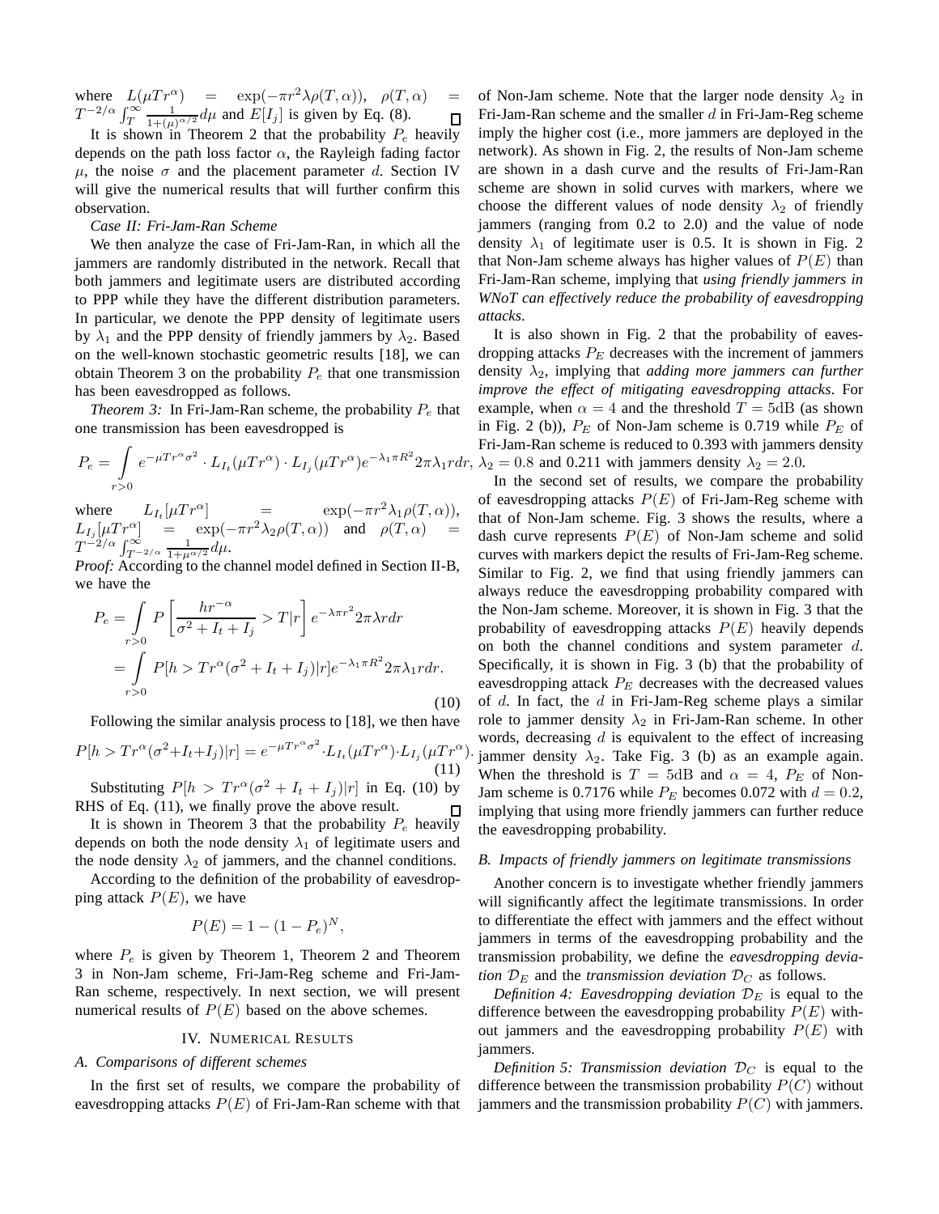where $L(\mu T r^\alpha) = \exp(-\pi r^2 \lambda \rho(T, \alpha))$, $\rho(T, \alpha) = T^{-2/\alpha} \int_T^\infty \frac{1}{1+(\mu)^{\alpha/2}} d\mu$ and $E[I_j]$ is given by Eq. (8). □

It is shown in Theorem 2 that the probability $P_e$ heavily depends on the path loss factor $\alpha$, the Rayleigh fading factor $\mu$, the noise $\sigma$ and the placement parameter $d$. Section IV will give the numerical results that will further confirm this observation.

*Case II: Fri-Jam-Ran Scheme*

We then analyze the case of Fri-Jam-Ran, in which all the jammers are randomly distributed in the network. Recall that both jammers and legitimate users are distributed according to PPP while they have the different distribution parameters. In particular, we denote the PPP density of legitimate users by $\lambda_1$ and the PPP density of friendly jammers by $\lambda_2$. Based on the well-known stochastic geometric results [18], we can obtain Theorem 3 on the probability $P_e$ that one transmission has been eavesdropped as follows.

*Theorem 3:* In Fri-Jam-Ran scheme, the probability $P_e$ that one transmission has been eavesdropped is

$$P_e = \int_{r>0} e^{-\mu T r^\alpha \sigma^2} \cdot L_{I_t}(\mu T r^\alpha) \cdot L_{I_j}(\mu T r^\alpha) e^{-\lambda_1 \pi R^2} 2\pi \lambda_1 r dr,$$

where $L_{I_t}[\mu T r^\alpha] = \exp(-\pi r^2 \lambda_1 \rho(T, \alpha))$, $L_{I_j}[\mu T r^\alpha] = \exp(-\pi r^2 \lambda_2 \rho(T, \alpha))$ and $\rho(T, \alpha) = T^{-2/\alpha} \int_{T^{-2/\alpha}}^\infty \frac{1}{1+\mu^{\alpha/2}} d\mu$.

*Proof:* According to the channel model defined in Section II-B, we have the

$$\begin{aligned} P_e &= \int_{r>0} P\left[\frac{h r^{-\alpha}}{\sigma^2 + I_t + I_j} > T | r\right] e^{-\lambda \pi r^2} 2\pi \lambda r dr \\ &= \int_{r>0} P[h > T r^\alpha (\sigma^2 + I_t + I_j) | r] e^{-\lambda_1 \pi R^2} 2\pi \lambda_1 r dr. \end{aligned} \tag{10}$$

Following the similar analysis process to [18], we then have

$$P[h > T r^\alpha (\sigma^2 + I_t + I_j) | r] = e^{-\mu T r^\alpha \sigma^2} \cdot L_{I_t}(\mu T r^\alpha) \cdot L_{I_j}(\mu T r^\alpha). \tag{11}$$

Substituting $P[h > T r^\alpha (\sigma^2 + I_t + I_j) | r]$ in Eq. (10) by RHS of Eq. (11), we finally prove the above result. □

It is shown in Theorem 3 that the probability $P_e$ heavily depends on both the node density $\lambda_1$ of legitimate users and the node density $\lambda_2$ of jammers, and the channel conditions.

According to the definition of the probability of eavesdropping attack $P(E)$, we have

$$P(E) = 1 - (1 - P_e)^N,$$

where $P_e$ is given by Theorem 1, Theorem 2 and Theorem 3 in Non-Jam scheme, Fri-Jam-Reg scheme and Fri-Jam-Ran scheme, respectively. In next section, we will present numerical results of $P(E)$ based on the above schemes.

## IV. Numerical Results

### A. Comparisons of different schemes

In the first set of results, we compare the probability of eavesdropping attacks $P(E)$ of Fri-Jam-Ran scheme with that of Non-Jam scheme. Note that the larger node density $\lambda_2$ in Fri-Jam-Ran scheme and the smaller $d$ in Fri-Jam-Reg scheme imply the higher cost (i.e., more jammers are deployed in the network). As shown in Fig. 2, the results of Non-Jam scheme are shown in a dash curve and the results of Fri-Jam-Ran scheme are shown in solid curves with markers, where we choose the different values of node density $\lambda_2$ of friendly jammers (ranging from 0.2 to 2.0) and the value of node density $\lambda_1$ of legitimate user is 0.5. It is shown in Fig. 2 that Non-Jam scheme always has higher values of $P(E)$ than Fri-Jam-Ran scheme, implying that *using friendly jammers in WNoT can effectively reduce the probability of eavesdropping attacks*.

It is also shown in Fig. 2 that the probability of eavesdropping attacks $P_E$ decreases with the increment of jammers density $\lambda_2$, implying that *adding more jammers can further improve the effect of mitigating eavesdropping attacks*. For example, when $\alpha = 4$ and the threshold $T = 5$dB (as shown in Fig. 2 (b)), $P_E$ of Non-Jam scheme is 0.719 while $P_E$ of Fri-Jam-Ran scheme is reduced to 0.393 with jammers density $\lambda_2 = 0.8$ and 0.211 with jammers density $\lambda_2 = 2.0$.

In the second set of results, we compare the probability of eavesdropping attacks $P(E)$ of Fri-Jam-Reg scheme with that of Non-Jam scheme. Fig. 3 shows the results, where a dash curve represents $P(E)$ of Non-Jam scheme and solid curves with markers depict the results of Fri-Jam-Reg scheme. Similar to Fig. 2, we find that using friendly jammers can always reduce the eavesdropping probability compared with the Non-Jam scheme. Moreover, it is shown in Fig. 3 that the probability of eavesdropping attacks $P(E)$ heavily depends on both the channel conditions and system parameter $d$. Specifically, it is shown in Fig. 3 (b) that the probability of eavesdropping attack $P_E$ decreases with the decreased values of $d$. In fact, the $d$ in Fri-Jam-Reg scheme plays a similar role to jammer density $\lambda_2$ in Fri-Jam-Ran scheme. In other words, decreasing $d$ is equivalent to the effect of increasing jammer density $\lambda_2$. Take Fig. 3 (b) as an example again. When the threshold is $T = 5$dB and $\alpha = 4$, $P_E$ of Non-Jam scheme is 0.7176 while $P_E$ becomes 0.072 with $d = 0.2$, implying that using more friendly jammers can further reduce the eavesdropping probability.

### B. Impacts of friendly jammers on legitimate transmissions

Another concern is to investigate whether friendly jammers will significantly affect the legitimate transmissions. In order to differentiate the effect with jammers and the effect without jammers in terms of the eavesdropping probability and the transmission probability, we define the *eavesdropping deviation* $\mathcal{D}_E$ and the *transmission deviation* $\mathcal{D}_C$ as follows.

*Definition 4: Eavesdropping deviation* $\mathcal{D}_E$ is equal to the difference between the eavesdropping probability $P(E)$ without jammers and the eavesdropping probability $P(E)$ with jammers.

*Definition 5: Transmission deviation* $\mathcal{D}_C$ is equal to the difference between the transmission probability $P(C)$ without jammers and the transmission probability $P(C)$ with jammers.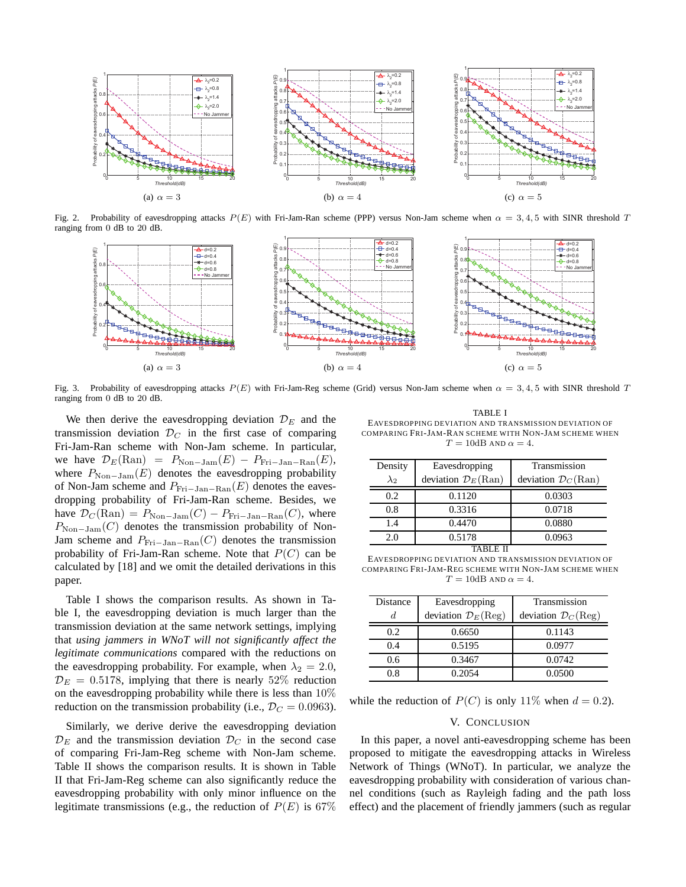Fig. 2. Probability of eavesdropping attacks $P(E)$ with Fri-Jam-Ran scheme (PPP) versus Non-Jam scheme when $\alpha = 3, 4, 5$ with SINR threshold $T$ ranging from 0 dB to 20 dB.

Fig. 3. Probability of eavesdropping attacks $P(E)$ with Fri-Jam-Reg scheme (Grid) versus Non-Jam scheme when $\alpha = 3, 4, 5$ with SINR threshold $T$ ranging from 0 dB to 20 dB.

We then derive the eavesdropping deviation $\mathcal{D}_E$ and the transmission deviation $\mathcal{D}_C$ in the first case of comparing Fri-Jam-Ran scheme with Non-Jam scheme. In particular, we have $\mathcal{D}_E(\text{Ran}) = P_{\text{Non-Jam}}(E) - P_{\text{Fri-Jan-Ran}}(E)$, where $P_{\text{Non-Jam}}(E)$ denotes the eavesdropping probability of Non-Jam scheme and $P_{\text{Fri-Jan-Ran}}(E)$ denotes the eavesdropping probability of Fri-Jam-Ran scheme. Besides, we have $\mathcal{D}_C(\text{Ran}) = P_{\text{Non-Jam}}(C) - P_{\text{Fri-Jan-Ran}}(C)$, where $P_{\text{Non-Jam}}(C)$ denotes the transmission probability of Non-Jam scheme and $P_{\text{Fri-Jan-Ran}}(C)$ denotes the transmission probability of Fri-Jam-Ran scheme. Note that $P(C)$ can be calculated by [18] and we omit the detailed derivations in this paper.

Table I shows the comparison results. As shown in Table I, the eavesdropping deviation is much larger than the transmission deviation at the same network settings, implying that *using jammers in WNoT will not significantly affect the legitimate communications* compared with the reductions on the eavesdropping probability. For example, when $\lambda_2 = 2.0$, $\mathcal{D}_E = 0.5178$, implying that there is nearly 52% reduction on the eavesdropping probability while there is less than 10% reduction on the transmission probability (i.e., $\mathcal{D}_C = 0.0963$).

Similarly, we derive derive the eavesdropping deviation $\mathcal{D}_E$ and the transmission deviation $\mathcal{D}_C$ in the second case of comparing Fri-Jam-Reg scheme with Non-Jam scheme. Table II shows the comparison results. It is shown in Table II that Fri-Jam-Reg scheme can also significantly reduce the eavesdropping probability with only minor influence on the legitimate transmissions (e.g., the reduction of $P(E)$ is 67% while the reduction of $P(C)$ is only 11% when $d = 0.2$).

TABLE I
EAVESDROPPING DEVIATION AND TRANSMISSION DEVIATION OF COMPARING FRI-JAM-RAN SCHEME WITH NON-JAM SCHEME WHEN $T = 10$dB AND $\alpha = 4$.

| Density $\lambda_2$ | Eavesdropping deviation $\mathcal{D}_E(\text{Ran})$ | Transmission deviation $\mathcal{D}_C(\text{Ran})$ |
|---|---|---|
| 0.2 | 0.1120 | 0.0303 |
| 0.8 | 0.3316 | 0.0718 |
| 1.4 | 0.4470 | 0.0880 |
| 2.0 | 0.5178 | 0.0963 |

TABLE II
EAVESDROPPING DEVIATION AND TRANSMISSION DEVIATION OF COMPARING FRI-JAM-REG SCHEME WITH NON-JAM SCHEME WHEN $T = 10$dB AND $\alpha = 4$.

| Distance $d$ | Eavesdropping deviation $\mathcal{D}_E(\text{Reg})$ | Transmission deviation $\mathcal{D}_C(\text{Reg})$ |
|---|---|---|
| 0.2 | 0.6650 | 0.1143 |
| 0.4 | 0.5195 | 0.0977 |
| 0.6 | 0.3467 | 0.0742 |
| 0.8 | 0.2054 | 0.0500 |

## V. CONCLUSION

In this paper, a novel anti-eavesdropping scheme has been proposed to mitigate the eavesdropping attacks in Wireless Network of Things (WNoT). In particular, we analyze the eavesdropping probability with consideration of various channel conditions (such as Rayleigh fading and the path loss effect) and the placement of friendly jammers (such as regular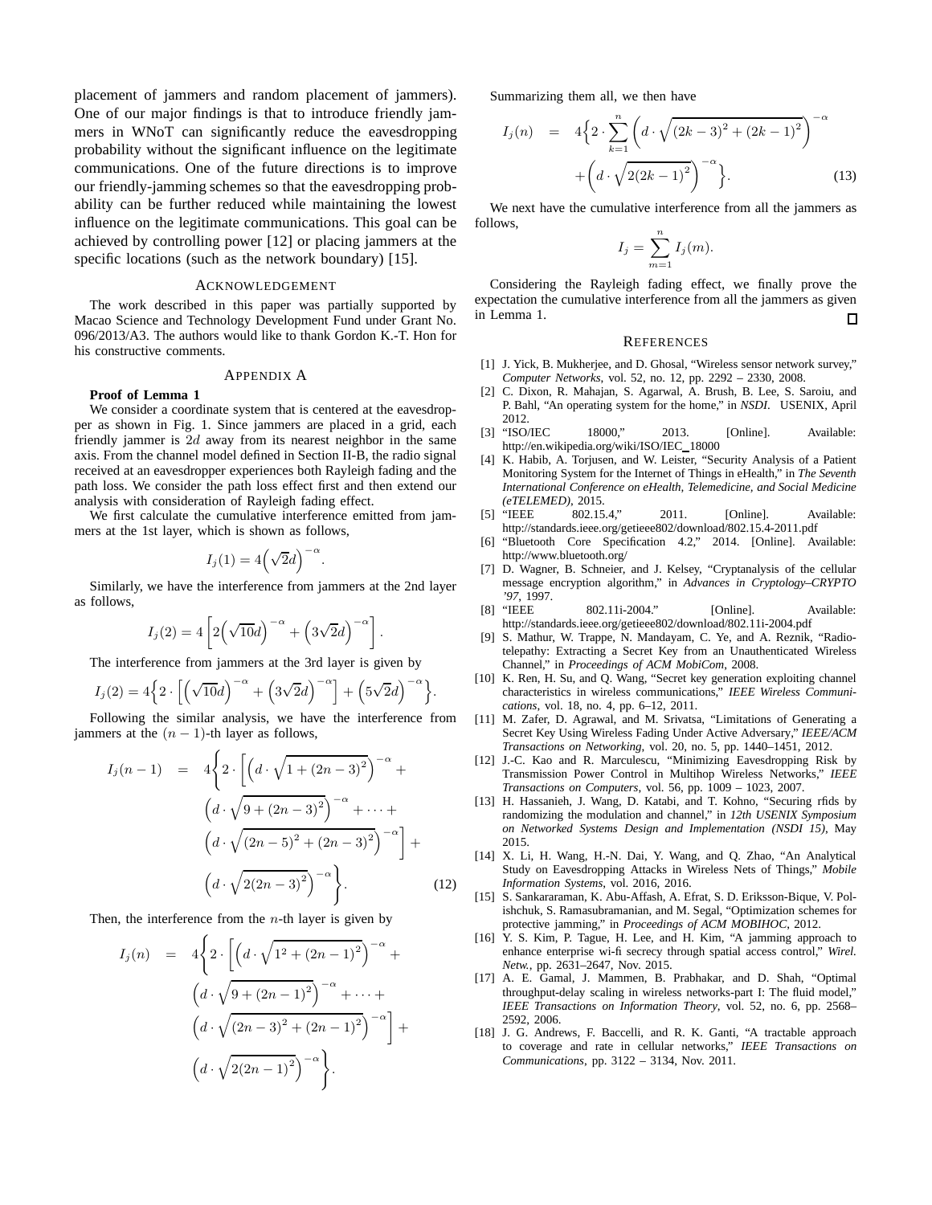placement of jammers and random placement of jammers). One of our major findings is that to introduce friendly jammers in WNoT can significantly reduce the eavesdropping probability without the significant influence on the legitimate communications. One of the future directions is to improve our friendly-jamming schemes so that the eavesdropping probability can be further reduced while maintaining the lowest influence on the legitimate communications. This goal can be achieved by controlling power [12] or placing jammers at the specific locations (such as the network boundary) [15].

## ACKNOWLEDGEMENT

The work described in this paper was partially supported by Macao Science and Technology Development Fund under Grant No. 096/2013/A3. The authors would like to thank Gordon K.-T. Hon for his constructive comments.

## APPENDIX A

**Proof of Lemma 1**

We consider a coordinate system that is centered at the eavesdropper as shown in Fig. 1. Since jammers are placed in a grid, each friendly jammer is $2d$ away from its nearest neighbor in the same axis. From the channel model defined in Section II-B, the radio signal received at an eavesdropper experiences both Rayleigh fading and the path loss. We consider the path loss effect first and then extend our analysis with consideration of Rayleigh fading effect.

We first calculate the cumulative interference emitted from jammers at the 1st layer, which is shown as follows,

$$I_j(1) = 4\Big(\sqrt{2}d\Big)^{-\alpha}.$$

Similarly, we have the interference from jammers at the 2nd layer as follows,

$$I_j(2) = 4\left[2\Big(\sqrt{10}d\Big)^{-\alpha} + \Big(3\sqrt{2}d\Big)^{-\alpha}\right].$$

The interference from jammers at the 3rd layer is given by

$$I_j(2) = 4\Big\{2 \cdot \left[\Big(\sqrt{10}d\Big)^{-\alpha} + \Big(3\sqrt{2}d\Big)^{-\alpha}\right] + \Big(5\sqrt{2}d\Big)^{-\alpha}\Big\}.$$

Following the similar analysis, we have the interference from jammers at the $(n-1)$-th layer as follows,

$$\begin{aligned} I_j(n-1) \quad = \quad & 4\Bigg\{2 \cdot \left[\Big(d \cdot \sqrt{1 + (2n-3)^2}\Big)^{-\alpha} + \right. \\ & \Big(d \cdot \sqrt{9 + (2n-3)^2}\Big)^{-\alpha} + \cdots + \\ & \left. \Big(d \cdot \sqrt{(2n-5)^2 + (2n-3)^2}\Big)^{-\alpha}\right] + \\ & \Big(d \cdot \sqrt{2(2n-3)^2}\Big)^{-\alpha}\Bigg\}. \end{aligned} \tag{12}$$

Then, the interference from the $n$-th layer is given by

$$\begin{aligned} I_j(n) \quad = \quad & 4\Bigg\{2 \cdot \left[\Big(d \cdot \sqrt{1^2 + (2n-1)^2}\Big)^{-\alpha} + \right. \\ & \Big(d \cdot \sqrt{9 + (2n-1)^2}\Big)^{-\alpha} + \cdots + \\ & \left. \Big(d \cdot \sqrt{(2n-3)^2 + (2n-1)^2}\Big)^{-\alpha}\right] + \\ & \Big(d \cdot \sqrt{2(2n-1)^2}\Big)^{-\alpha}\Bigg\}. \end{aligned}$$

Summarizing them all, we then have

$$\begin{aligned} I_j(n) \quad = \quad & 4\Big\{2 \cdot \sum_{k=1}^{n} \Big(d \cdot \sqrt{(2k-3)^2 + (2k-1)^2}\Big)^{-\alpha} \\ & + \Big(d \cdot \sqrt{2(2k-1)^2}\Big)^{-\alpha}\Big\}. \end{aligned} \tag{13}$$

We next have the cumulative interference from all the jammers as follows,

$$I_j = \sum_{m=1}^{n} I_j(m).$$

Considering the Rayleigh fading effect, we finally prove the expectation the cumulative interference from all the jammers as given in Lemma 1. $\square$

## REFERENCES

[1] J. Yick, B. Mukherjee, and D. Ghosal, "Wireless sensor network survey," *Computer Networks*, vol. 52, no. 12, pp. 2292 – 2330, 2008.

[2] C. Dixon, R. Mahajan, S. Agarwal, A. Brush, B. Lee, S. Saroiu, and P. Bahl, "An operating system for the home," in *NSDI*. USENIX, April 2012.

[3] "ISO/IEC 18000," 2013. [Online]. Available: http://en.wikipedia.org/wiki/ISO/IEC_18000

[4] K. Habib, A. Torjusen, and W. Leister, "Security Analysis of a Patient Monitoring System for the Internet of Things in eHealth," in *The Seventh International Conference on eHealth, Telemedicine, and Social Medicine (eTELEMED)*, 2015.

[5] "IEEE 802.15.4," 2011. [Online]. Available: http://standards.ieee.org/getieee802/download/802.15.4-2011.pdf

[6] "Bluetooth Core Specification 4.2," 2014. [Online]. Available: http://www.bluetooth.org/

[7] D. Wagner, B. Schneier, and J. Kelsey, "Cryptanalysis of the cellular message encryption algorithm," in *Advances in Cryptology–CRYPTO '97*, 1997.

[8] "IEEE 802.11i-2004." [Online]. Available: http://standards.ieee.org/getieee802/download/802.11i-2004.pdf

[9] S. Mathur, W. Trappe, N. Mandayam, C. Ye, and A. Reznik, "Radio-telepathy: Extracting a Secret Key from an Unauthenticated Wireless Channel," in *Proceedings of ACM MobiCom*, 2008.

[10] K. Ren, H. Su, and Q. Wang, "Secret key generation exploiting channel characteristics in wireless communications," *IEEE Wireless Communications*, vol. 18, no. 4, pp. 6–12, 2011.

[11] M. Zafer, D. Agrawal, and M. Srivatsa, "Limitations of Generating a Secret Key Using Wireless Fading Under Active Adversary," *IEEE/ACM Transactions on Networking*, vol. 20, no. 5, pp. 1440–1451, 2012.

[12] J.-C. Kao and R. Marculescu, "Minimizing Eavesdropping Risk by Transmission Power Control in Multihop Wireless Networks," *IEEE Transactions on Computers*, vol. 56, pp. 1009 – 1023, 2007.

[13] H. Hassanieh, J. Wang, D. Katabi, and T. Kohno, "Securing rfids by randomizing the modulation and channel," in *12th USENIX Symposium on Networked Systems Design and Implementation (NSDI 15)*, May 2015.

[14] X. Li, H. Wang, H.-N. Dai, Y. Wang, and Q. Zhao, "An Analytical Study on Eavesdropping Attacks in Wireless Nets of Things," *Mobile Information Systems*, vol. 2016, 2016.

[15] S. Sankararaman, K. Abu-Affash, A. Efrat, S. D. Eriksson-Bique, V. Polishchuk, S. Ramasubramanian, and M. Segal, "Optimization schemes for protective jamming," in *Proceedings of ACM MOBIHOC*, 2012.

[16] Y. S. Kim, P. Tague, H. Lee, and H. Kim, "A jamming approach to enhance enterprise wi-fi secrecy through spatial access control," *Wirel. Netw.*, pp. 2631–2647, Nov. 2015.

[17] A. E. Gamal, J. Mammen, B. Prabhakar, and D. Shah, "Optimal throughput-delay scaling in wireless networks-part I: The fluid model," *IEEE Transactions on Information Theory*, vol. 52, no. 6, pp. 2568–2592, 2006.

[18] J. G. Andrews, F. Baccelli, and R. K. Ganti, "A tractable approach to coverage and rate in cellular networks," *IEEE Transactions on Communications*, pp. 3122 – 3134, Nov. 2011.